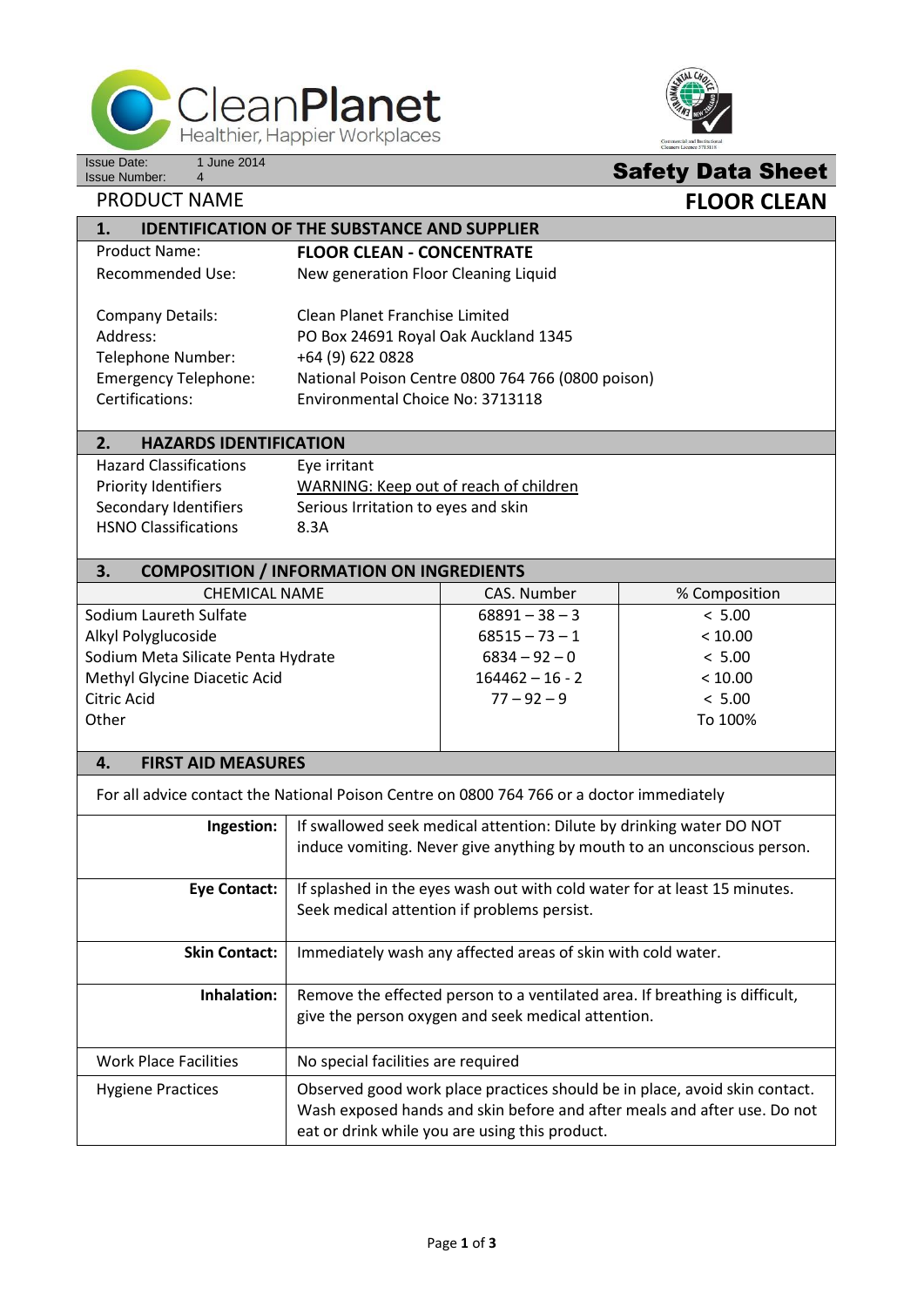CleanPlanet
Healthier, Happier Workplaces

Issue Date: 1 June 2014
Issue Number: 4

# Safety Data Sheet

PRODUCT NAME **FLOOR CLEAN**

## 1. IDENTIFICATION OF THE SUBSTANCE AND SUPPLIER

| | |
|---|---|
| Product Name: | **FLOOR CLEAN - CONCENTRATE** |
| Recommended Use: | New generation Floor Cleaning Liquid |
| Company Details: | Clean Planet Franchise Limited |
| Address: | PO Box 24691 Royal Oak Auckland 1345 |
| Telephone Number: | +64 (9) 622 0828 |
| Emergency Telephone: | National Poison Centre 0800 764 766 (0800 poison) |
| Certifications: | Environmental Choice No: 3713118 |

## 2. HAZARDS IDENTIFICATION

| | |
|---|---|
| Hazard Classifications | Eye irritant |
| Priority Identifiers | WARNING: Keep out of reach of children |
| Secondary Identifiers | Serious Irritation to eyes and skin |
| HSNO Classifications | 8.3A |

## 3. COMPOSITION / INFORMATION ON INGREDIENTS

| CHEMICAL NAME | CAS. Number | % Composition |
|---|---|---|
| Sodium Laureth Sulfate | 68891 – 38 – 3 | < 5.00 |
| Alkyl Polyglucoside | 68515 – 73 – 1 | < 10.00 |
| Sodium Meta Silicate Penta Hydrate | 6834 – 92 – 0 | < 5.00 |
| Methyl Glycine Diacetic Acid | 164462 – 16 - 2 | < 10.00 |
| Citric Acid | 77 – 92 – 9 | < 5.00 |
| Other | | To 100% |

## 4. FIRST AID MEASURES

For all advice contact the National Poison Centre on 0800 764 766 or a doctor immediately

| | |
|---|---|
| **Ingestion:** | If swallowed seek medical attention: Dilute by drinking water DO NOT induce vomiting. Never give anything by mouth to an unconscious person. |
| **Eye Contact:** | If splashed in the eyes wash out with cold water for at least 15 minutes. Seek medical attention if problems persist. |
| **Skin Contact:** | Immediately wash any affected areas of skin with cold water. |
| **Inhalation:** | Remove the effected person to a ventilated area. If breathing is difficult, give the person oxygen and seek medical attention. |
| Work Place Facilities | No special facilities are required |
| Hygiene Practices | Observed good work place practices should be in place, avoid skin contact. Wash exposed hands and skin before and after meals and after use. Do not eat or drink while you are using this product. |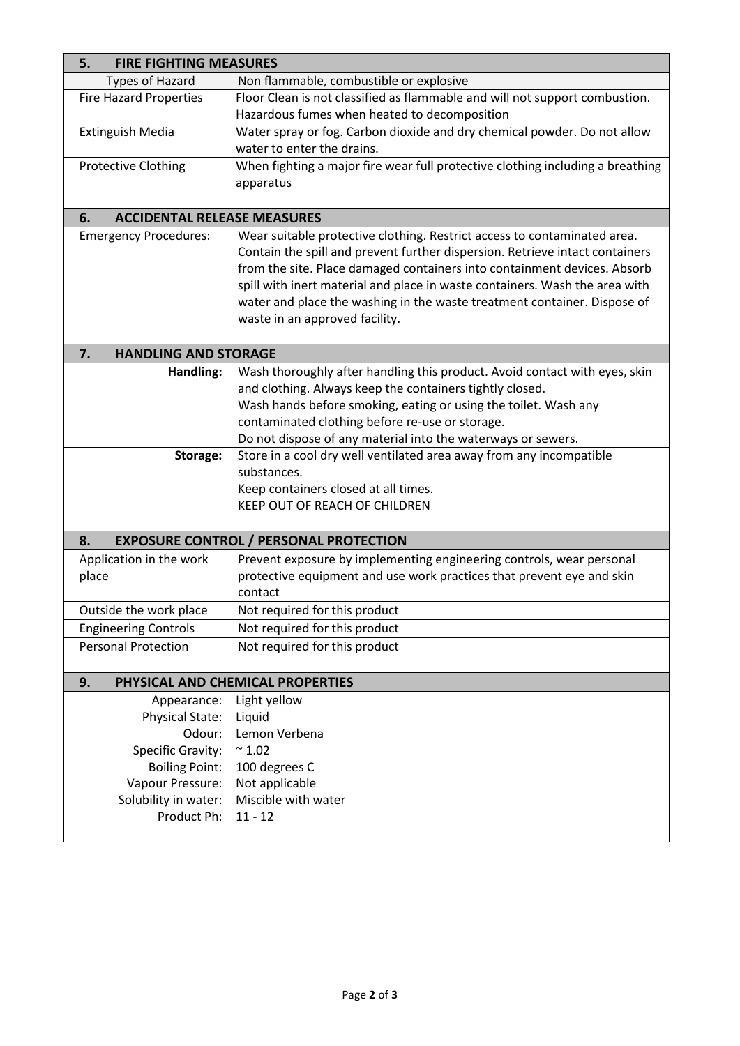## 5. FIRE FIGHTING MEASURES

| | |
|---|---|
| Types of Hazard | Non flammable, combustible or explosive |
| Fire Hazard Properties | Floor Clean is not classified as flammable and will not support combustion. Hazardous fumes when heated to decomposition |
| Extinguish Media | Water spray or fog. Carbon dioxide and dry chemical powder. Do not allow water to enter the drains. |
| Protective Clothing | When fighting a major fire wear full protective clothing including a breathing apparatus |

## 6. ACCIDENTAL RELEASE MEASURES

| | |
|---|---|
| Emergency Procedures: | Wear suitable protective clothing. Restrict access to contaminated area. Contain the spill and prevent further dispersion. Retrieve intact containers from the site. Place damaged containers into containment devices. Absorb spill with inert material and place in waste containers. Wash the area with water and place the washing in the waste treatment container. Dispose of waste in an approved facility. |

## 7. HANDLING AND STORAGE

| | |
|---|---|
| **Handling:** | Wash thoroughly after handling this product. Avoid contact with eyes, skin and clothing. Always keep the containers tightly closed.<br>Wash hands before smoking, eating or using the toilet. Wash any contaminated clothing before re-use or storage.<br>Do not dispose of any material into the waterways or sewers. |
| **Storage:** | Store in a cool dry well ventilated area away from any incompatible substances.<br>Keep containers closed at all times.<br>KEEP OUT OF REACH OF CHILDREN |

## 8. EXPOSURE CONTROL / PERSONAL PROTECTION

| | |
|---|---|
| Application in the work place | Prevent exposure by implementing engineering controls, wear personal protective equipment and use work practices that prevent eye and skin contact |
| Outside the work place | Not required for this product |
| Engineering Controls | Not required for this product |
| Personal Protection | Not required for this product |

## 9. PHYSICAL AND CHEMICAL PROPERTIES

| | |
|---|---|
| Appearance: | Light yellow |
| Physical State: | Liquid |
| Odour: | Lemon Verbena |
| Specific Gravity: | ~ 1.02 |
| Boiling Point: | 100 degrees C |
| Vapour Pressure: | Not applicable |
| Solubility in water: | Miscible with water |
| Product Ph: | 11 - 12 |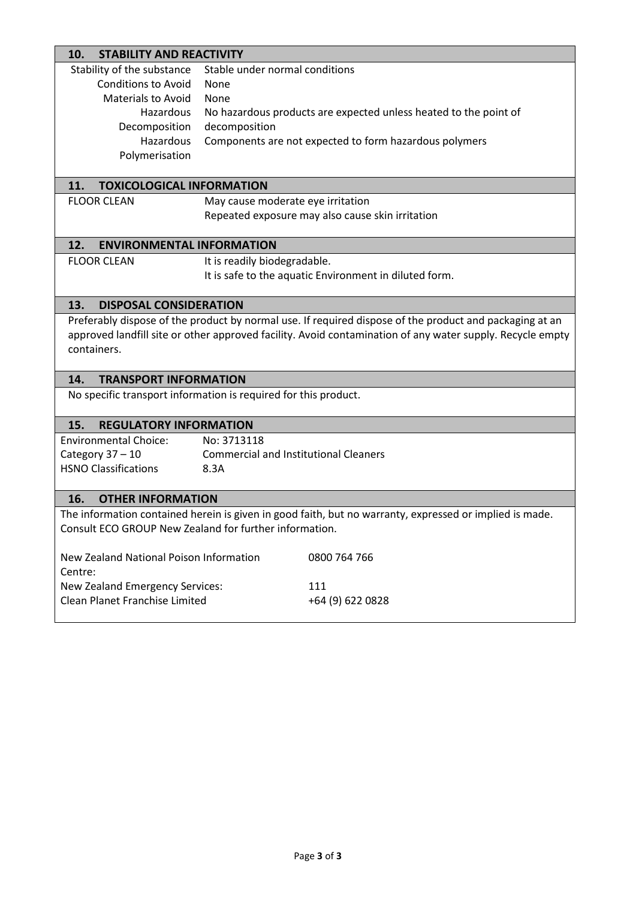## 10. STABILITY AND REACTIVITY

| | |
|---|---|
| Stability of the substance | Stable under normal conditions |
| Conditions to Avoid | None |
| Materials to Avoid | None |
| Hazardous Decomposition | No hazardous products are expected unless heated to the point of decomposition |
| Hazardous Polymerisation | Components are not expected to form hazardous polymers |

## 11. TOXICOLOGICAL INFORMATION

| | |
|---|---|
| FLOOR CLEAN | May cause moderate eye irritation<br>Repeated exposure may also cause skin irritation |

## 12. ENVIRONMENTAL INFORMATION

| | |
|---|---|
| FLOOR CLEAN | It is readily biodegradable.<br>It is safe to the aquatic Environment in diluted form. |

## 13. DISPOSAL CONSIDERATION

Preferably dispose of the product by normal use. If required dispose of the product and packaging at an approved landfill site or other approved facility. Avoid contamination of any water supply. Recycle empty containers.

## 14. TRANSPORT INFORMATION

No specific transport information is required for this product.

## 15. REGULATORY INFORMATION

| | |
|---|---|
| Environmental Choice: | No: 3713118 |
| Category 37 – 10 | Commercial and Institutional Cleaners |
| HSNO Classifications | 8.3A |

## 16. OTHER INFORMATION

The information contained herein is given in good faith, but no warranty, expressed or implied is made. Consult ECO GROUP New Zealand for further information.

| | |
|---|---|
| New Zealand National Poison Information Centre: | 0800 764 766 |
| New Zealand Emergency Services: | 111 |
| Clean Planet Franchise Limited | +64 (9) 622 0828 |